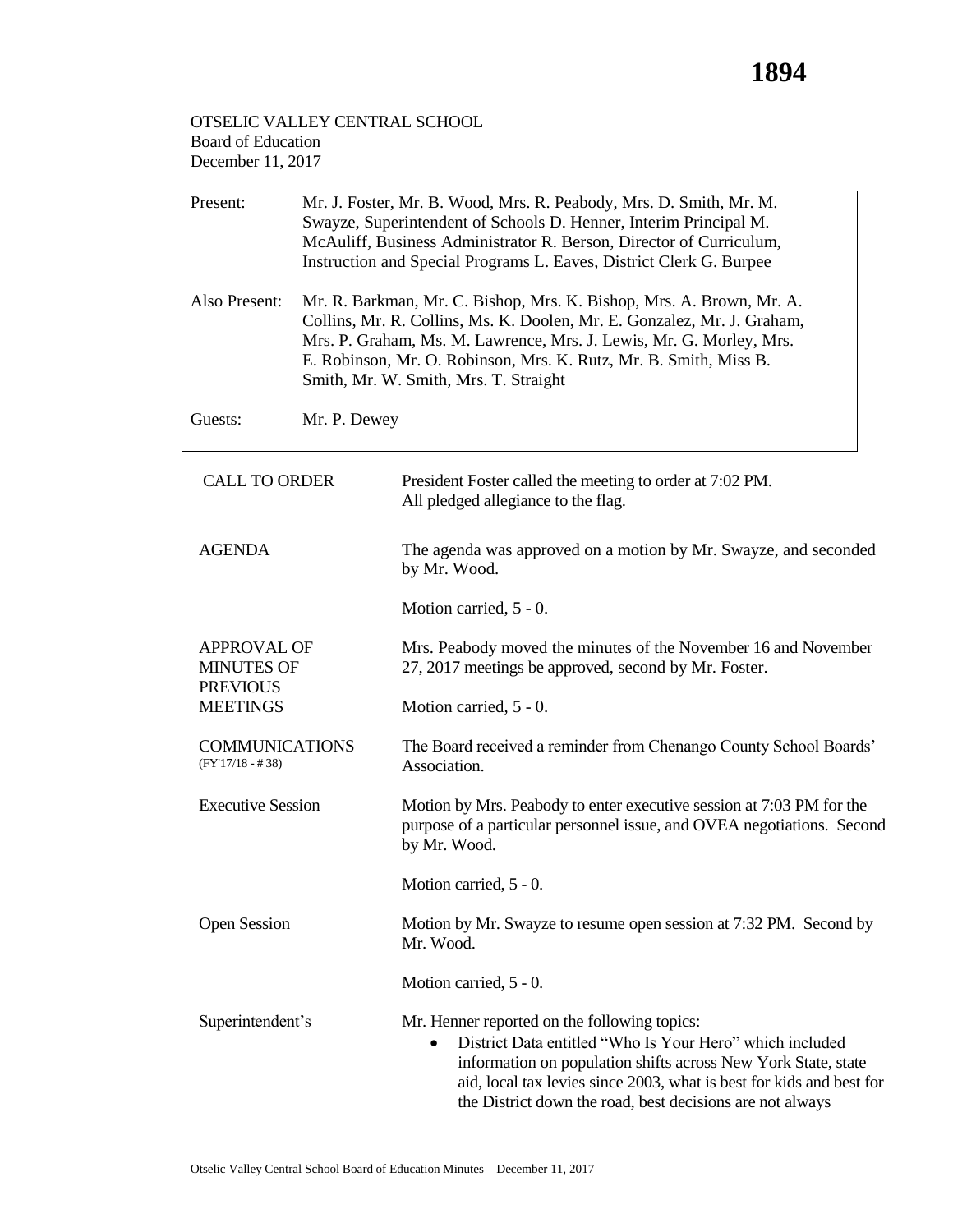OTSELIC VALLEY CENTRAL SCHOOL
Board of Education
December 11, 2017

| | |
|---|---|
| Present: | Mr. J. Foster, Mr. B. Wood, Mrs. R. Peabody, Mrs. D. Smith, Mr. M. Swayze, Superintendent of Schools D. Henner, Interim Principal M. McAuliff, Business Administrator R. Berson, Director of Curriculum, Instruction and Special Programs L. Eaves, District Clerk G. Burpee |
| Also Present: | Mr. R. Barkman, Mr. C. Bishop, Mrs. K. Bishop, Mrs. A. Brown, Mr. A. Collins, Mr. R. Collins, Ms. K. Doolen, Mr. E. Gonzalez, Mr. J. Graham, Mrs. P. Graham, Ms. M. Lawrence, Mrs. J. Lewis, Mr. G. Morley, Mrs. E. Robinson, Mr. O. Robinson, Mrs. K. Rutz, Mr. B. Smith, Miss B. Smith, Mr. W. Smith, Mrs. T. Straight |
| Guests: | Mr. P. Dewey |

| | |
|---|---|
| CALL TO ORDER | President Foster called the meeting to order at 7:02 PM. All pledged allegiance to the flag. |
| AGENDA | The agenda was approved on a motion by Mr. Swayze, and seconded by Mr. Wood.<br><br>Motion carried, 5 - 0. |
| APPROVAL OF MINUTES OF PREVIOUS MEETINGS | Mrs. Peabody moved the minutes of the November 16 and November 27, 2017 meetings be approved, second by Mr. Foster.<br><br>Motion carried, 5 - 0. |
| COMMUNICATIONS (FY'17/18 - # 38) | The Board received a reminder from Chenango County School Boards' Association. |
| Executive Session | Motion by Mrs. Peabody to enter executive session at 7:03 PM for the purpose of a particular personnel issue, and OVEA negotiations. Second by Mr. Wood.<br><br>Motion carried, 5 - 0. |
| Open Session | Motion by Mr. Swayze to resume open session at 7:32 PM. Second by Mr. Wood.<br><br>Motion carried, 5 - 0. |
| Superintendent's | Mr. Henner reported on the following topics:<br>• District Data entitled "Who Is Your Hero" which included information on population shifts across New York State, state aid, local tax levies since 2003, what is best for kids and best for the District down the road, best decisions are not always |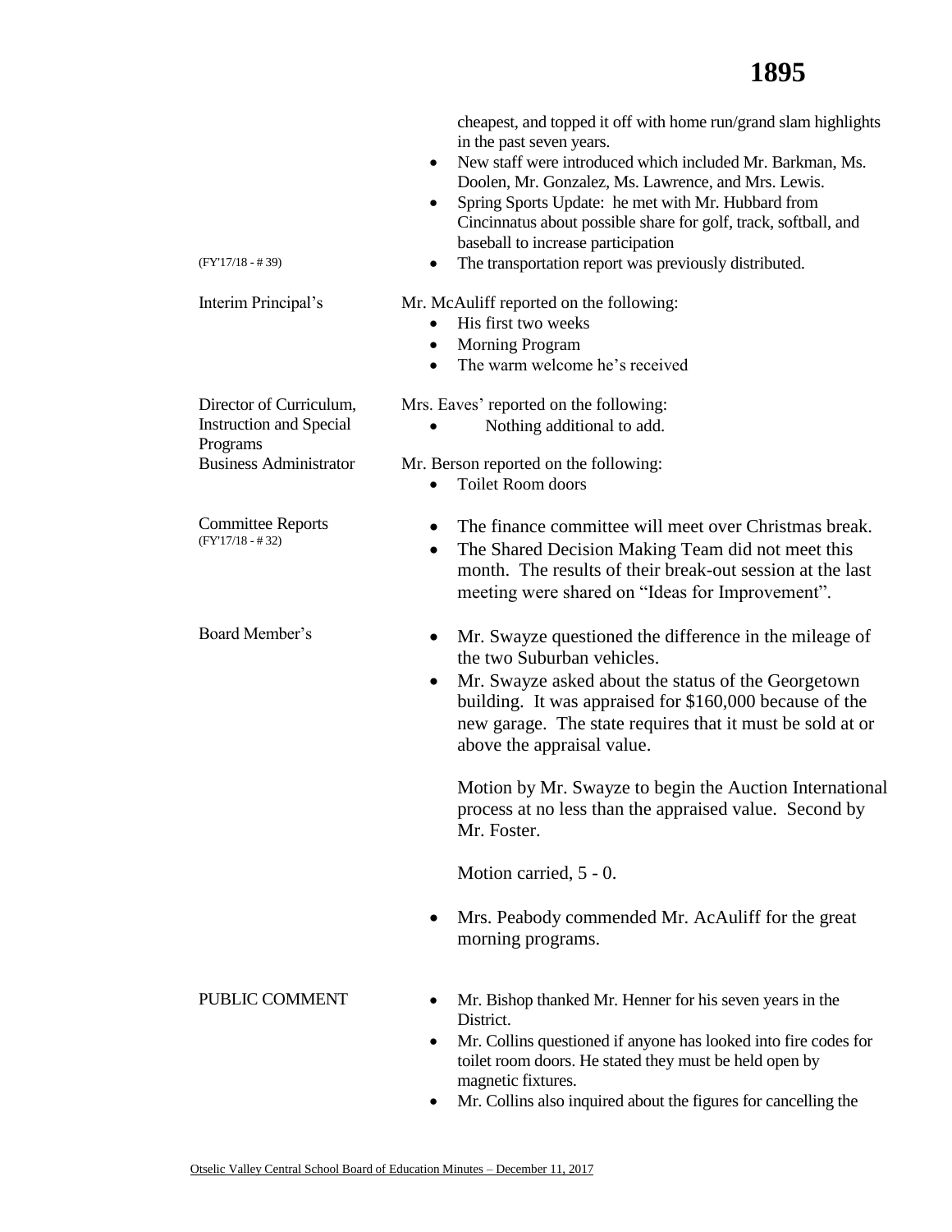cheapest, and topped it off with home run/grand slam highlights in the past seven years.

- New staff were introduced which included Mr. Barkman, Ms. Doolen, Mr. Gonzalez, Ms. Lawrence, and Mrs. Lewis.
- Spring Sports Update: he met with Mr. Hubbard from Cincinnatus about possible share for golf, track, softball, and baseball to increase participation
- The transportation report was previously distributed.

(FY'17/18 - # 39)

**Interim Principal's**

Mr. McAuliff reported on the following:

- His first two weeks
- Morning Program
- The warm welcome he's received

**Director of Curriculum, Instruction and Special Programs**

Mrs. Eaves' reported on the following:

- Nothing additional to add.

**Business Administrator**

Mr. Berson reported on the following:

- Toilet Room doors

**Committee Reports**
(FY'17/18 - # 32)

- The finance committee will meet over Christmas break.
- The Shared Decision Making Team did not meet this month. The results of their break-out session at the last meeting were shared on "Ideas for Improvement".

**Board Member's**

- Mr. Swayze questioned the difference in the mileage of the two Suburban vehicles.
- Mr. Swayze asked about the status of the Georgetown building. It was appraised for $160,000 because of the new garage. The state requires that it must be sold at or above the appraisal value.

  Motion by Mr. Swayze to begin the Auction International process at no less than the appraised value. Second by Mr. Foster.

  Motion carried, 5 - 0.

- Mrs. Peabody commended Mr. AcAuliff for the great morning programs.

**PUBLIC COMMENT**

- Mr. Bishop thanked Mr. Henner for his seven years in the District.
- Mr. Collins questioned if anyone has looked into fire codes for toilet room doors. He stated they must be held open by magnetic fixtures.
- Mr. Collins also inquired about the figures for cancelling the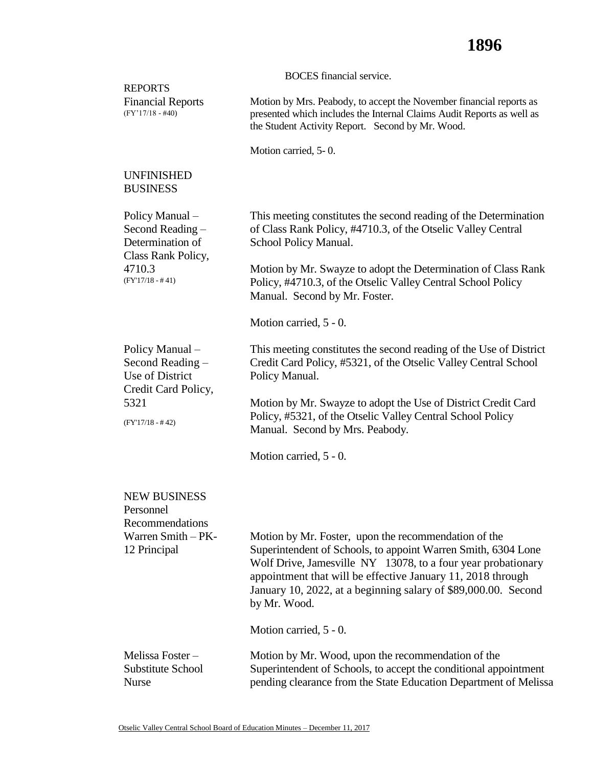BOCES financial service.

**REPORTS**

**Financial Reports**
(FY'17/18 - #40)

Motion by Mrs. Peabody, to accept the November financial reports as presented which includes the Internal Claims Audit Reports as well as the Student Activity Report. Second by Mr. Wood.

Motion carried, 5- 0.

**UNFINISHED BUSINESS**

**Policy Manual – Second Reading – Determination of Class Rank Policy, 4710.3**
(FY'17/18 - # 41)

This meeting constitutes the second reading of the Determination of Class Rank Policy, #4710.3, of the Otselic Valley Central School Policy Manual.

Motion by Mr. Swayze to adopt the Determination of Class Rank Policy, #4710.3, of the Otselic Valley Central School Policy Manual. Second by Mr. Foster.

Motion carried, 5 - 0.

**Policy Manual – Second Reading – Use of District Credit Card Policy, 5321**
(FY'17/18 - # 42)

This meeting constitutes the second reading of the Use of District Credit Card Policy, #5321, of the Otselic Valley Central School Policy Manual.

Motion by Mr. Swayze to adopt the Use of District Credit Card Policy, #5321, of the Otselic Valley Central School Policy Manual. Second by Mrs. Peabody.

Motion carried, 5 - 0.

**NEW BUSINESS**

**Personnel Recommendations**

**Warren Smith – PK-12 Principal**

Motion by Mr. Foster, upon the recommendation of the Superintendent of Schools, to appoint Warren Smith, 6304 Lone Wolf Drive, Jamesville NY 13078, to a four year probationary appointment that will be effective January 11, 2018 through January 10, 2022, at a beginning salary of $89,000.00. Second by Mr. Wood.

Motion carried, 5 - 0.

**Melissa Foster – Substitute School Nurse**

Motion by Mr. Wood, upon the recommendation of the Superintendent of Schools, to accept the conditional appointment pending clearance from the State Education Department of Melissa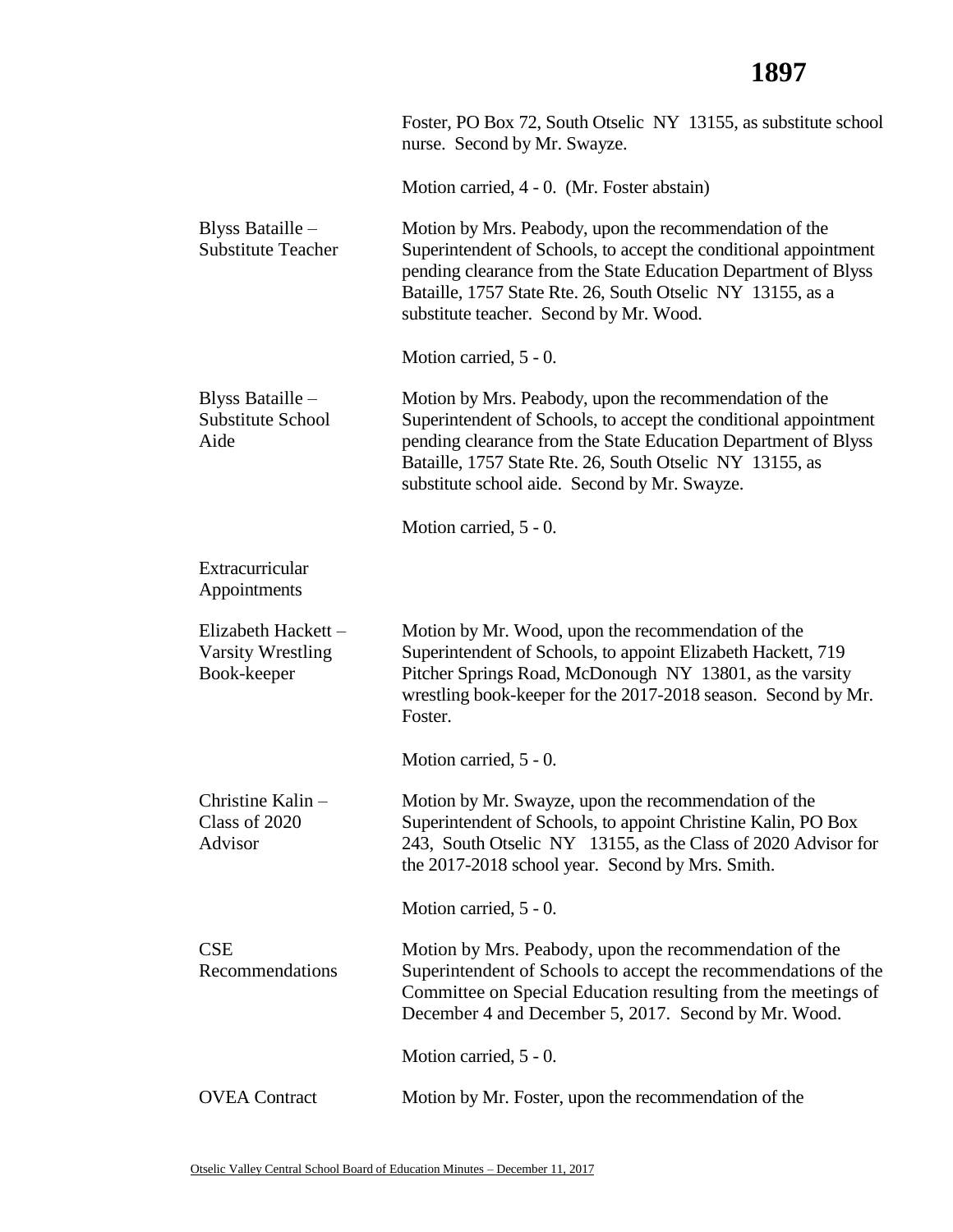Foster, PO Box 72, South Otselic NY 13155, as substitute school nurse. Second by Mr. Swayze.

Motion carried, 4 - 0. (Mr. Foster abstain)

**Blyss Bataille – Substitute Teacher**

Motion by Mrs. Peabody, upon the recommendation of the Superintendent of Schools, to accept the conditional appointment pending clearance from the State Education Department of Blyss Bataille, 1757 State Rte. 26, South Otselic NY 13155, as a substitute teacher. Second by Mr. Wood.

Motion carried, 5 - 0.

**Blyss Bataille – Substitute School Aide**

Motion by Mrs. Peabody, upon the recommendation of the Superintendent of Schools, to accept the conditional appointment pending clearance from the State Education Department of Blyss Bataille, 1757 State Rte. 26, South Otselic NY 13155, as substitute school aide. Second by Mr. Swayze.

Motion carried, 5 - 0.

**Extracurricular Appointments**

**Elizabeth Hackett – Varsity Wrestling Book-keeper**

Motion by Mr. Wood, upon the recommendation of the Superintendent of Schools, to appoint Elizabeth Hackett, 719 Pitcher Springs Road, McDonough NY 13801, as the varsity wrestling book-keeper for the 2017-2018 season. Second by Mr. Foster.

Motion carried, 5 - 0.

**Christine Kalin – Class of 2020 Advisor**

Motion by Mr. Swayze, upon the recommendation of the Superintendent of Schools, to appoint Christine Kalin, PO Box 243, South Otselic NY 13155, as the Class of 2020 Advisor for the 2017-2018 school year. Second by Mrs. Smith.

Motion carried, 5 - 0.

**CSE Recommendations**

Motion by Mrs. Peabody, upon the recommendation of the Superintendent of Schools to accept the recommendations of the Committee on Special Education resulting from the meetings of December 4 and December 5, 2017. Second by Mr. Wood.

Motion carried, 5 - 0.

**OVEA Contract**

Motion by Mr. Foster, upon the recommendation of the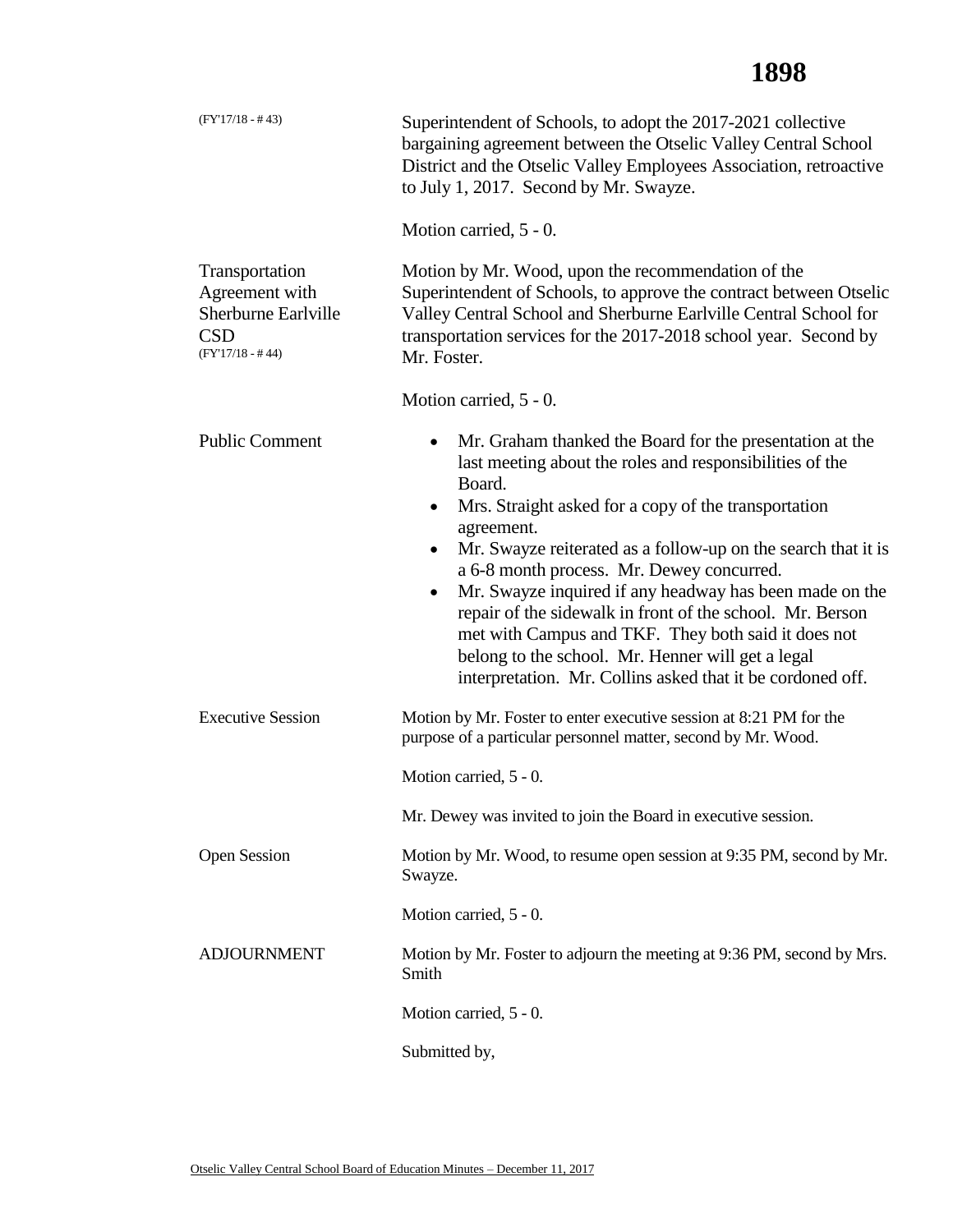(FY'17/18 - # 43)

Superintendent of Schools, to adopt the 2017-2021 collective bargaining agreement between the Otselic Valley Central School District and the Otselic Valley Employees Association, retroactive to July 1, 2017. Second by Mr. Swayze.

Motion carried, 5 - 0.

**Transportation Agreement with Sherburne Earlville CSD**
(FY'17/18 - # 44)

Motion by Mr. Wood, upon the recommendation of the Superintendent of Schools, to approve the contract between Otselic Valley Central School and Sherburne Earlville Central School for transportation services for the 2017-2018 school year. Second by Mr. Foster.

Motion carried, 5 - 0.

**Public Comment**

- Mr. Graham thanked the Board for the presentation at the last meeting about the roles and responsibilities of the Board.
- Mrs. Straight asked for a copy of the transportation agreement.
- Mr. Swayze reiterated as a follow-up on the search that it is a 6-8 month process. Mr. Dewey concurred.
- Mr. Swayze inquired if any headway has been made on the repair of the sidewalk in front of the school. Mr. Berson met with Campus and TKF. They both said it does not belong to the school. Mr. Henner will get a legal interpretation. Mr. Collins asked that it be cordoned off.

**Executive Session**

Motion by Mr. Foster to enter executive session at 8:21 PM for the purpose of a particular personnel matter, second by Mr. Wood.

Motion carried, 5 - 0.

Mr. Dewey was invited to join the Board in executive session.

**Open Session**

Motion by Mr. Wood, to resume open session at 9:35 PM, second by Mr. Swayze.

Motion carried, 5 - 0.

**ADJOURNMENT**

Motion by Mr. Foster to adjourn the meeting at 9:36 PM, second by Mrs. Smith

Motion carried, 5 - 0.

Submitted by,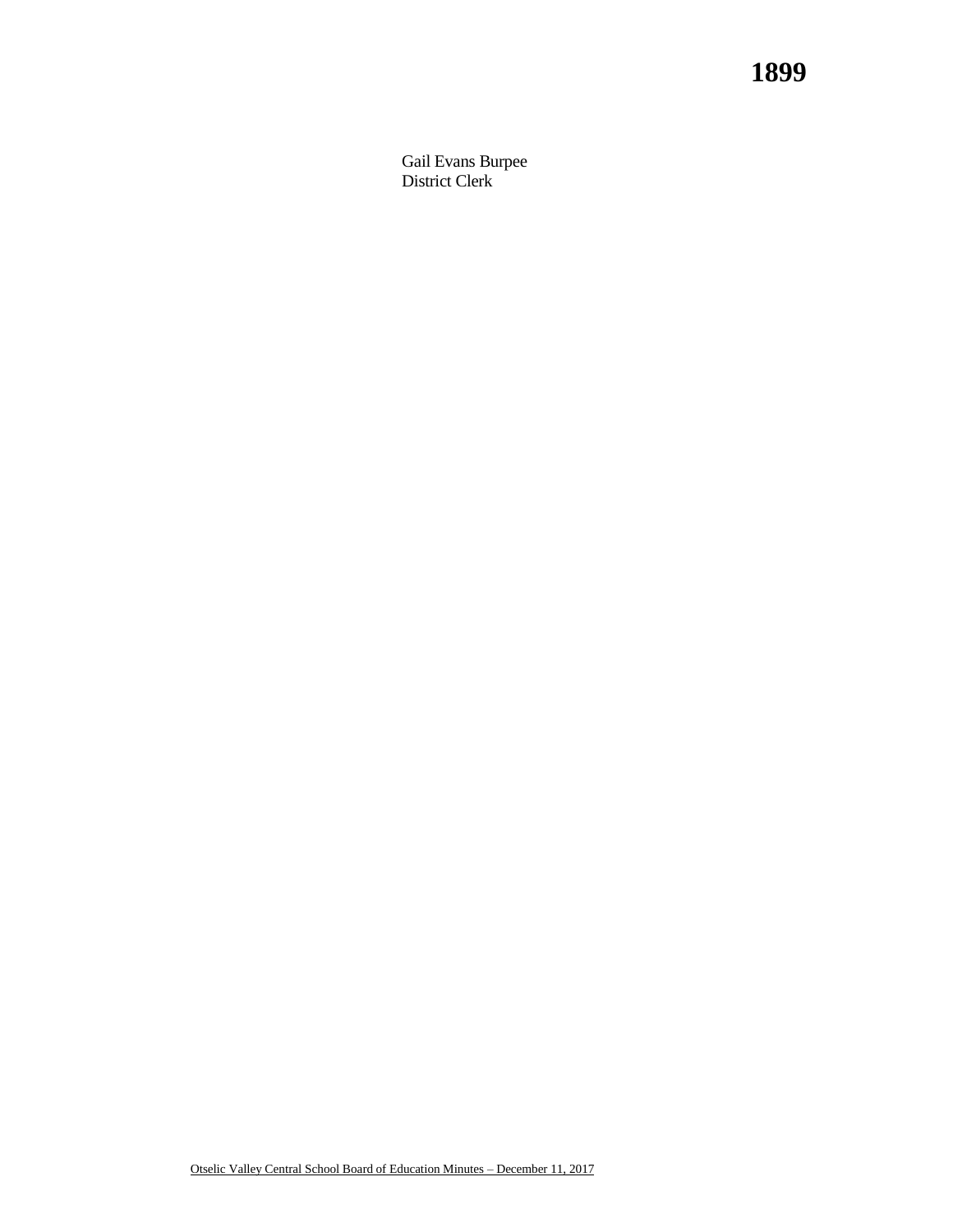Gail Evans Burpee
District Clerk